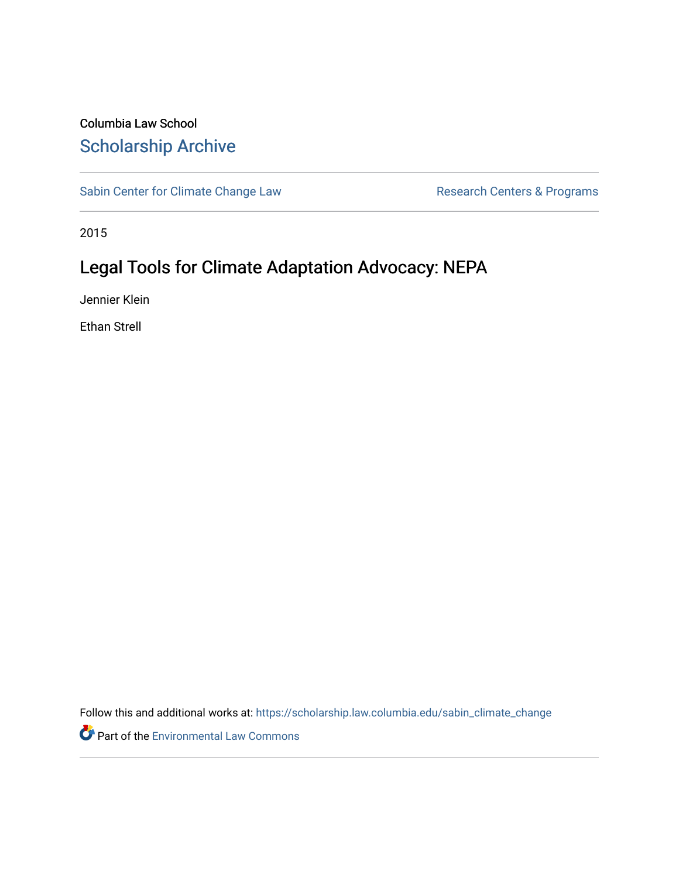Columbia Law School

# Scholarship Archive

Sabin Center for Climate Change Law | Research Centers & Programs

2015

## Legal Tools for Climate Adaptation Advocacy: NEPA

Jennier Klein

Ethan Strell

Follow this and additional works at: https://scholarship.law.columbia.edu/sabin_climate_change

Part of the Environmental Law Commons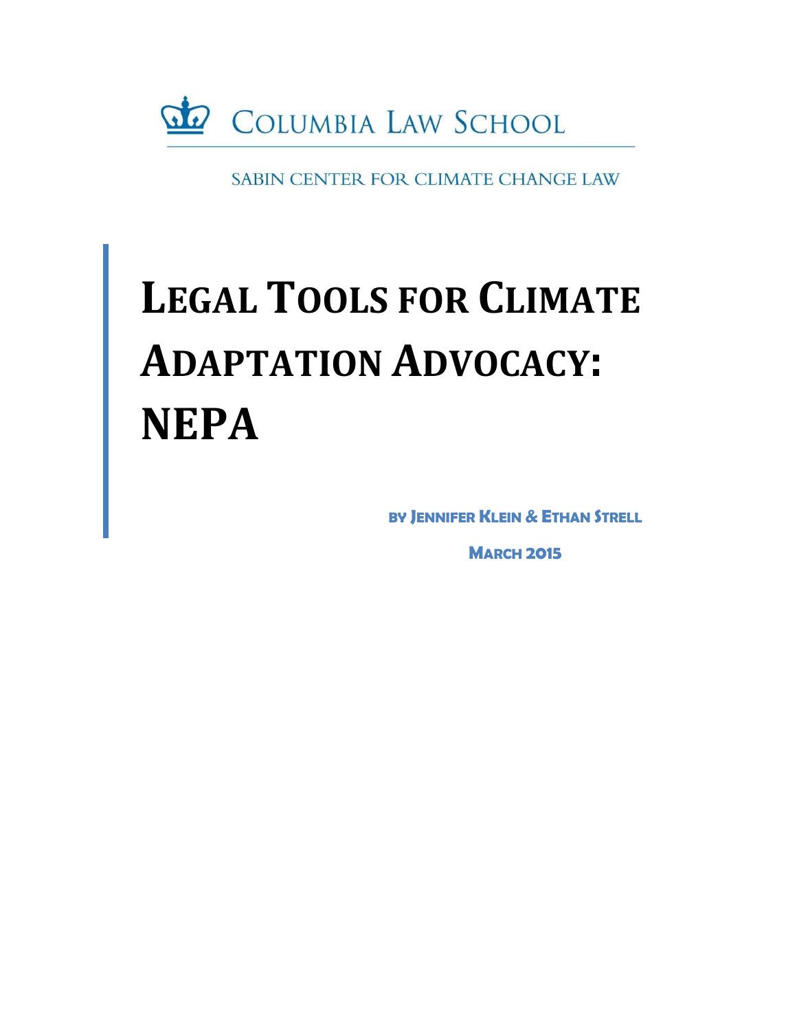COLUMBIA LAW SCHOOL

SABIN CENTER FOR CLIMATE CHANGE LAW

# LEGAL TOOLS FOR CLIMATE ADAPTATION ADVOCACY: NEPA

**BY JENNIFER KLEIN & ETHAN STRELL**

**MARCH 2015**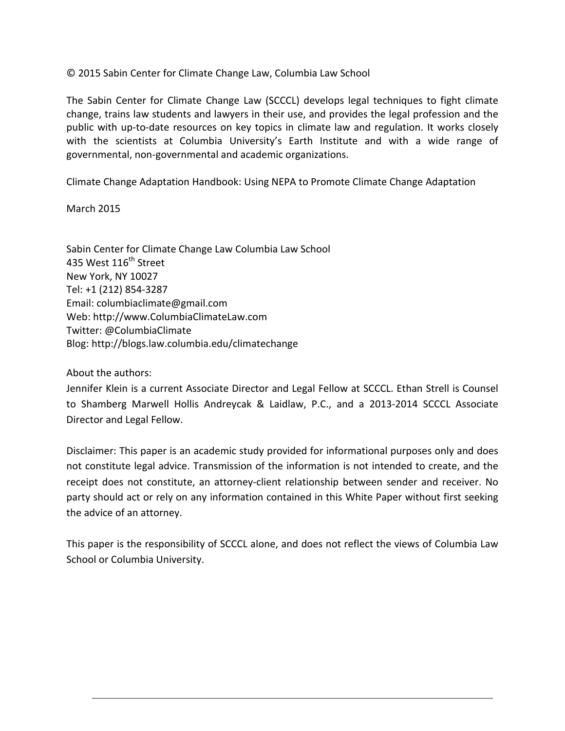© 2015 Sabin Center for Climate Change Law, Columbia Law School

The Sabin Center for Climate Change Law (SCCCL) develops legal techniques to fight climate change, trains law students and lawyers in their use, and provides the legal profession and the public with up-to-date resources on key topics in climate law and regulation. It works closely with the scientists at Columbia University's Earth Institute and with a wide range of governmental, non-governmental and academic organizations.

Climate Change Adaptation Handbook: Using NEPA to Promote Climate Change Adaptation

March 2015

Sabin Center for Climate Change Law Columbia Law School
435 West 116th Street
New York, NY 10027
Tel: +1 (212) 854-3287
Email: columbiaclimate@gmail.com
Web: http://www.ColumbiaClimateLaw.com
Twitter: @ColumbiaClimate
Blog: http://blogs.law.columbia.edu/climatechange

About the authors:
Jennifer Klein is a current Associate Director and Legal Fellow at SCCCL. Ethan Strell is Counsel to Shamberg Marwell Hollis Andreycak & Laidlaw, P.C., and a 2013-2014 SCCCL Associate Director and Legal Fellow.

Disclaimer: This paper is an academic study provided for informational purposes only and does not constitute legal advice. Transmission of the information is not intended to create, and the receipt does not constitute, an attorney-client relationship between sender and receiver. No party should act or rely on any information contained in this White Paper without first seeking the advice of an attorney.

This paper is the responsibility of SCCCL alone, and does not reflect the views of Columbia Law School or Columbia University.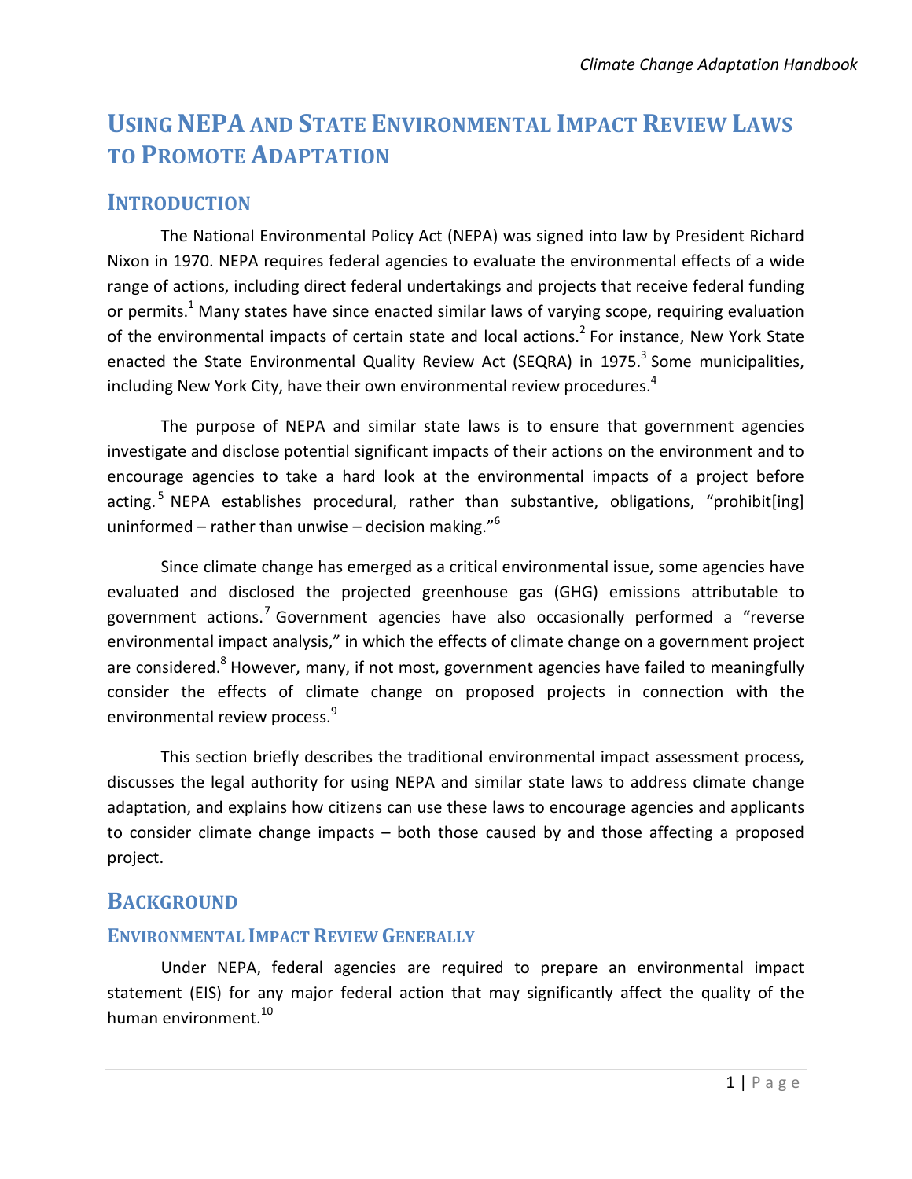# Using NEPA and State Environmental Impact Review Laws to Promote Adaptation

## Introduction

The National Environmental Policy Act (NEPA) was signed into law by President Richard Nixon in 1970. NEPA requires federal agencies to evaluate the environmental effects of a wide range of actions, including direct federal undertakings and projects that receive federal funding or permits.[1] Many states have since enacted similar laws of varying scope, requiring evaluation of the environmental impacts of certain state and local actions.[2] For instance, New York State enacted the State Environmental Quality Review Act (SEQRA) in 1975.[3] Some municipalities, including New York City, have their own environmental review procedures.[4]

The purpose of NEPA and similar state laws is to ensure that government agencies investigate and disclose potential significant impacts of their actions on the environment and to encourage agencies to take a hard look at the environmental impacts of a project before acting.[5] NEPA establishes procedural, rather than substantive, obligations, "prohibit[ing] uninformed – rather than unwise – decision making."[6]

Since climate change has emerged as a critical environmental issue, some agencies have evaluated and disclosed the projected greenhouse gas (GHG) emissions attributable to government actions.[7] Government agencies have also occasionally performed a "reverse environmental impact analysis," in which the effects of climate change on a government project are considered.[8] However, many, if not most, government agencies have failed to meaningfully consider the effects of climate change on proposed projects in connection with the environmental review process.[9]

This section briefly describes the traditional environmental impact assessment process, discusses the legal authority for using NEPA and similar state laws to address climate change adaptation, and explains how citizens can use these laws to encourage agencies and applicants to consider climate change impacts – both those caused by and those affecting a proposed project.

## Background

### Environmental Impact Review Generally

Under NEPA, federal agencies are required to prepare an environmental impact statement (EIS) for any major federal action that may significantly affect the quality of the human environment.[10]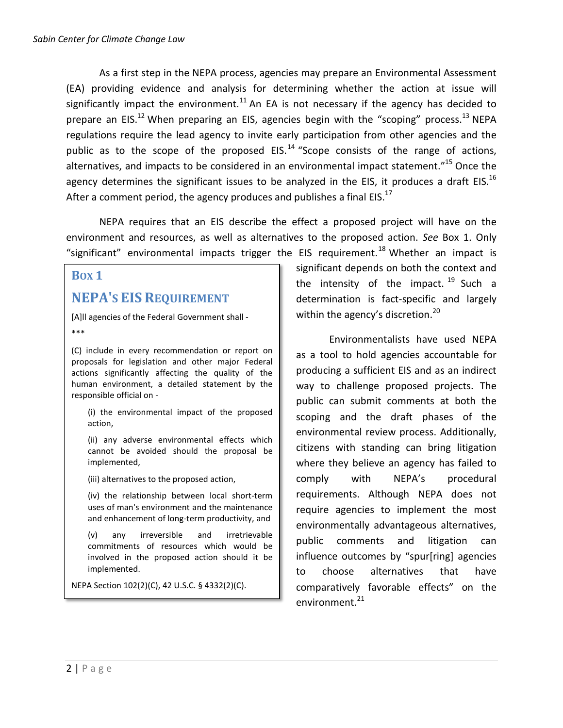As a first step in the NEPA process, agencies may prepare an Environmental Assessment (EA) providing evidence and analysis for determining whether the action at issue will significantly impact the environment.[11] An EA is not necessary if the agency has decided to prepare an EIS.[12] When preparing an EIS, agencies begin with the "scoping" process.[13] NEPA regulations require the lead agency to invite early participation from other agencies and the public as to the scope of the proposed EIS.[14] "Scope consists of the range of actions, alternatives, and impacts to be considered in an environmental impact statement."[15] Once the agency determines the significant issues to be analyzed in the EIS, it produces a draft EIS.[16] After a comment period, the agency produces and publishes a final EIS.[17]

NEPA requires that an EIS describe the effect a proposed project will have on the environment and resources, as well as alternatives to the proposed action. *See* Box 1. Only "significant" environmental impacts trigger the EIS requirement.[18] Whether an impact is significant depends on both the context and the intensity of the impact.[19] Such a determination is fact-specific and largely within the agency's discretion.[20]

> ### Box 1
>
> ## NEPA's EIS Requirement
>
> [A]ll agencies of the Federal Government shall -
>
> ***
>
> (C) include in every recommendation or report on proposals for legislation and other major Federal actions significantly affecting the quality of the human environment, a detailed statement by the responsible official on -
>
> (i) the environmental impact of the proposed action,
>
> (ii) any adverse environmental effects which cannot be avoided should the proposal be implemented,
>
> (iii) alternatives to the proposed action,
>
> (iv) the relationship between local short-term uses of man's environment and the maintenance and enhancement of long-term productivity, and
>
> (v) any irreversible and irretrievable commitments of resources which would be involved in the proposed action should it be implemented.
>
> NEPA Section 102(2)(C), 42 U.S.C. § 4332(2)(C).

Environmentalists have used NEPA as a tool to hold agencies accountable for producing a sufficient EIS and as an indirect way to challenge proposed projects. The public can submit comments at both the scoping and the draft phases of the environmental review process. Additionally, citizens with standing can bring litigation where they believe an agency has failed to comply with NEPA's procedural requirements. Although NEPA does not require agencies to implement the most environmentally advantageous alternatives, public comments and litigation can influence outcomes by "spur[ring] agencies to choose alternatives that have comparatively favorable effects" on the environment.[21]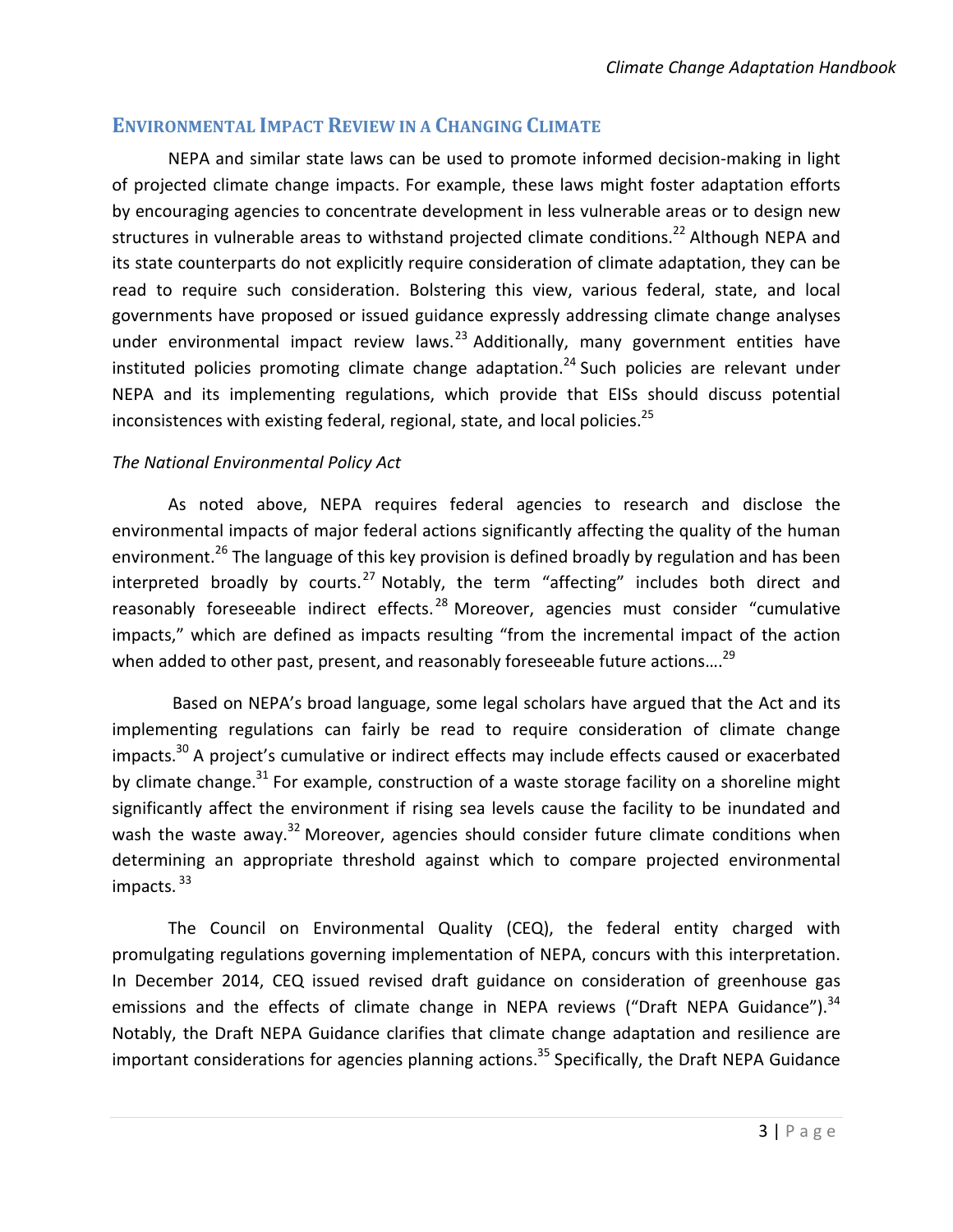## Environmental Impact Review in a Changing Climate

NEPA and similar state laws can be used to promote informed decision-making in light of projected climate change impacts. For example, these laws might foster adaptation efforts by encouraging agencies to concentrate development in less vulnerable areas or to design new structures in vulnerable areas to withstand projected climate conditions.[22] Although NEPA and its state counterparts do not explicitly require consideration of climate adaptation, they can be read to require such consideration. Bolstering this view, various federal, state, and local governments have proposed or issued guidance expressly addressing climate change analyses under environmental impact review laws.[23] Additionally, many government entities have instituted policies promoting climate change adaptation.[24] Such policies are relevant under NEPA and its implementing regulations, which provide that EISs should discuss potential inconsistences with existing federal, regional, state, and local policies.[25]

### *The National Environmental Policy Act*

As noted above, NEPA requires federal agencies to research and disclose the environmental impacts of major federal actions significantly affecting the quality of the human environment.[26] The language of this key provision is defined broadly by regulation and has been interpreted broadly by courts.[27] Notably, the term "affecting" includes both direct and reasonably foreseeable indirect effects.[28] Moreover, agencies must consider "cumulative impacts," which are defined as impacts resulting "from the incremental impact of the action when added to other past, present, and reasonably foreseeable future actions….[29]

Based on NEPA's broad language, some legal scholars have argued that the Act and its implementing regulations can fairly be read to require consideration of climate change impacts.[30] A project's cumulative or indirect effects may include effects caused or exacerbated by climate change.[31] For example, construction of a waste storage facility on a shoreline might significantly affect the environment if rising sea levels cause the facility to be inundated and wash the waste away.[32] Moreover, agencies should consider future climate conditions when determining an appropriate threshold against which to compare projected environmental impacts.[33]

The Council on Environmental Quality (CEQ), the federal entity charged with promulgating regulations governing implementation of NEPA, concurs with this interpretation. In December 2014, CEQ issued revised draft guidance on consideration of greenhouse gas emissions and the effects of climate change in NEPA reviews ("Draft NEPA Guidance").[34] Notably, the Draft NEPA Guidance clarifies that climate change adaptation and resilience are important considerations for agencies planning actions.[35] Specifically, the Draft NEPA Guidance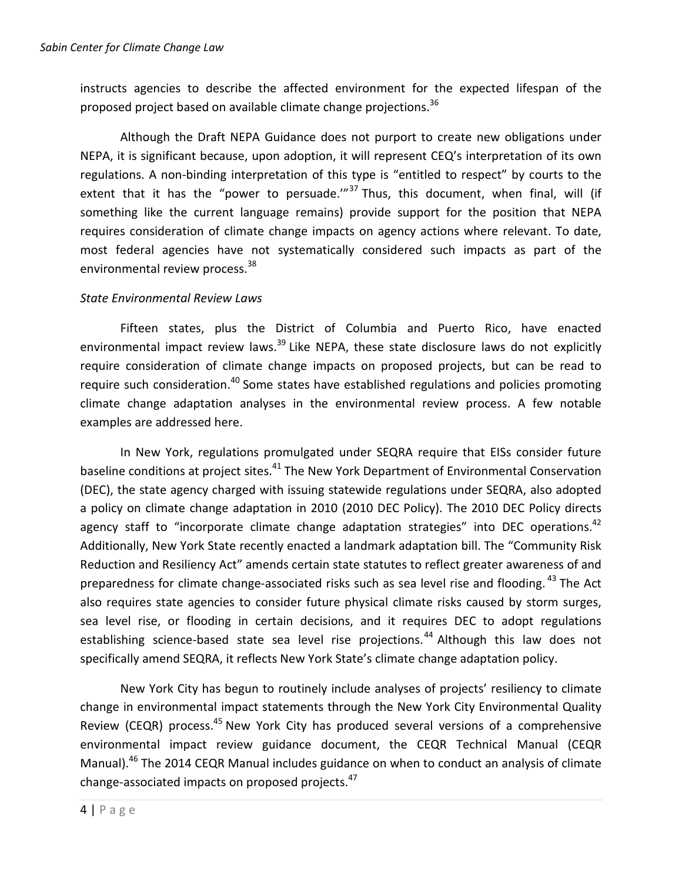instructs agencies to describe the affected environment for the expected lifespan of the proposed project based on available climate change projections.[36]

Although the Draft NEPA Guidance does not purport to create new obligations under NEPA, it is significant because, upon adoption, it will represent CEQ's interpretation of its own regulations. A non-binding interpretation of this type is "entitled to respect" by courts to the extent that it has the "power to persuade.'"[37] Thus, this document, when final, will (if something like the current language remains) provide support for the position that NEPA requires consideration of climate change impacts on agency actions where relevant. To date, most federal agencies have not systematically considered such impacts as part of the environmental review process.[38]

*State Environmental Review Laws*

Fifteen states, plus the District of Columbia and Puerto Rico, have enacted environmental impact review laws.[39] Like NEPA, these state disclosure laws do not explicitly require consideration of climate change impacts on proposed projects, but can be read to require such consideration.[40] Some states have established regulations and policies promoting climate change adaptation analyses in the environmental review process. A few notable examples are addressed here.

In New York, regulations promulgated under SEQRA require that EISs consider future baseline conditions at project sites.[41] The New York Department of Environmental Conservation (DEC), the state agency charged with issuing statewide regulations under SEQRA, also adopted a policy on climate change adaptation in 2010 (2010 DEC Policy). The 2010 DEC Policy directs agency staff to "incorporate climate change adaptation strategies" into DEC operations.[42] Additionally, New York State recently enacted a landmark adaptation bill. The "Community Risk Reduction and Resiliency Act" amends certain state statutes to reflect greater awareness of and preparedness for climate change-associated risks such as sea level rise and flooding.[43] The Act also requires state agencies to consider future physical climate risks caused by storm surges, sea level rise, or flooding in certain decisions, and it requires DEC to adopt regulations establishing science-based state sea level rise projections.[44] Although this law does not specifically amend SEQRA, it reflects New York State's climate change adaptation policy.

New York City has begun to routinely include analyses of projects' resiliency to climate change in environmental impact statements through the New York City Environmental Quality Review (CEQR) process.[45] New York City has produced several versions of a comprehensive environmental impact review guidance document, the CEQR Technical Manual (CEQR Manual).[46] The 2014 CEQR Manual includes guidance on when to conduct an analysis of climate change-associated impacts on proposed projects.[47]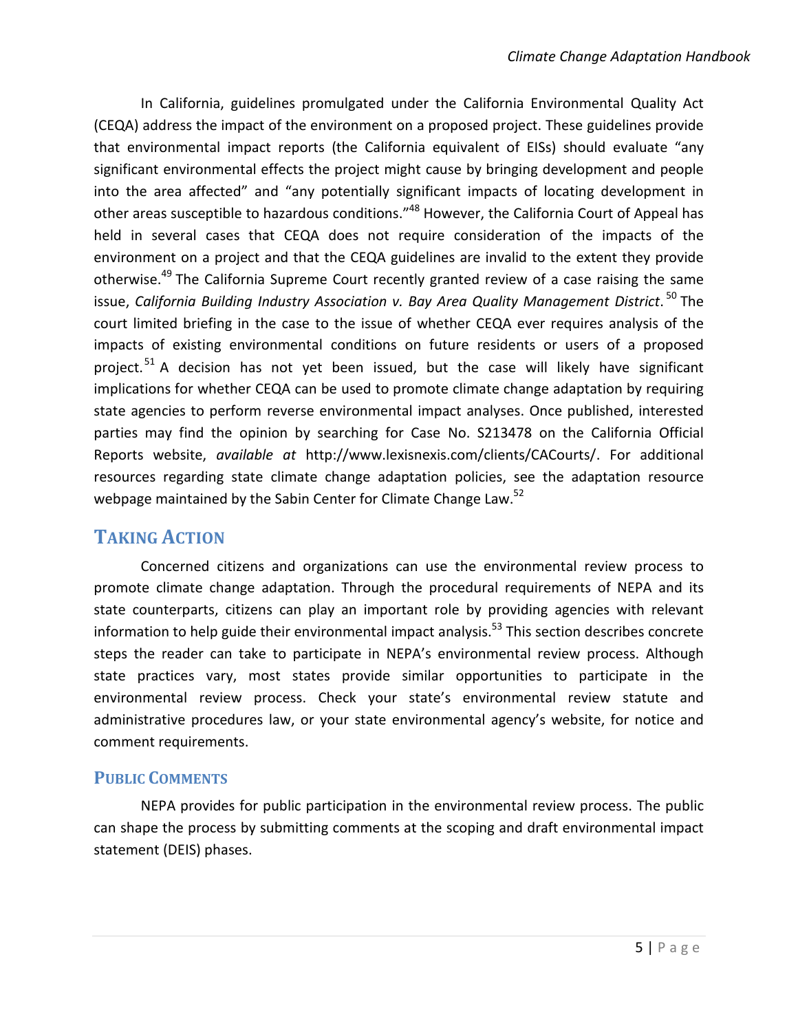In California, guidelines promulgated under the California Environmental Quality Act (CEQA) address the impact of the environment on a proposed project. These guidelines provide that environmental impact reports (the California equivalent of EISs) should evaluate "any significant environmental effects the project might cause by bringing development and people into the area affected" and "any potentially significant impacts of locating development in other areas susceptible to hazardous conditions."[48] However, the California Court of Appeal has held in several cases that CEQA does not require consideration of the impacts of the environment on a project and that the CEQA guidelines are invalid to the extent they provide otherwise.[49] The California Supreme Court recently granted review of a case raising the same issue, *California Building Industry Association v. Bay Area Quality Management District*.[50] The court limited briefing in the case to the issue of whether CEQA ever requires analysis of the impacts of existing environmental conditions on future residents or users of a proposed project.[51] A decision has not yet been issued, but the case will likely have significant implications for whether CEQA can be used to promote climate change adaptation by requiring state agencies to perform reverse environmental impact analyses. Once published, interested parties may find the opinion by searching for Case No. S213478 on the California Official Reports website, *available at* http://www.lexisnexis.com/clients/CACourts/. For additional resources regarding state climate change adaptation policies, see the adaptation resource webpage maintained by the Sabin Center for Climate Change Law.[52]

## Taking Action

Concerned citizens and organizations can use the environmental review process to promote climate change adaptation. Through the procedural requirements of NEPA and its state counterparts, citizens can play an important role by providing agencies with relevant information to help guide their environmental impact analysis.[53] This section describes concrete steps the reader can take to participate in NEPA's environmental review process. Although state practices vary, most states provide similar opportunities to participate in the environmental review process. Check your state's environmental review statute and administrative procedures law, or your state environmental agency's website, for notice and comment requirements.

### Public Comments

NEPA provides for public participation in the environmental review process. The public can shape the process by submitting comments at the scoping and draft environmental impact statement (DEIS) phases.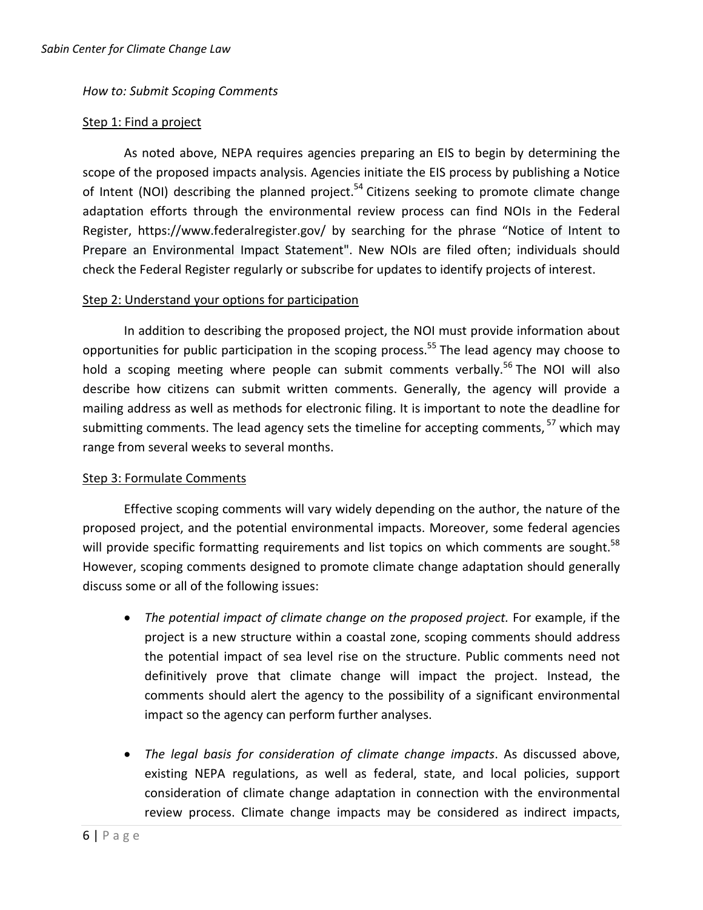*How to: Submit Scoping Comments*

Step 1: Find a project

As noted above, NEPA requires agencies preparing an EIS to begin by determining the scope of the proposed impacts analysis. Agencies initiate the EIS process by publishing a Notice of Intent (NOI) describing the planned project.[54] Citizens seeking to promote climate change adaptation efforts through the environmental review process can find NOIs in the Federal Register, https://www.federalregister.gov/ by searching for the phrase "Notice of Intent to Prepare an Environmental Impact Statement". New NOIs are filed often; individuals should check the Federal Register regularly or subscribe for updates to identify projects of interest.

Step 2: Understand your options for participation

In addition to describing the proposed project, the NOI must provide information about opportunities for public participation in the scoping process.[55] The lead agency may choose to hold a scoping meeting where people can submit comments verbally.[56] The NOI will also describe how citizens can submit written comments. Generally, the agency will provide a mailing address as well as methods for electronic filing. It is important to note the deadline for submitting comments. The lead agency sets the timeline for accepting comments,[57] which may range from several weeks to several months.

Step 3: Formulate Comments

Effective scoping comments will vary widely depending on the author, the nature of the proposed project, and the potential environmental impacts. Moreover, some federal agencies will provide specific formatting requirements and list topics on which comments are sought.[58] However, scoping comments designed to promote climate change adaptation should generally discuss some or all of the following issues:

- *The potential impact of climate change on the proposed project.* For example, if the project is a new structure within a coastal zone, scoping comments should address the potential impact of sea level rise on the structure. Public comments need not definitively prove that climate change will impact the project. Instead, the comments should alert the agency to the possibility of a significant environmental impact so the agency can perform further analyses.

- *The legal basis for consideration of climate change impacts*. As discussed above, existing NEPA regulations, as well as federal, state, and local policies, support consideration of climate change adaptation in connection with the environmental review process. Climate change impacts may be considered as indirect impacts,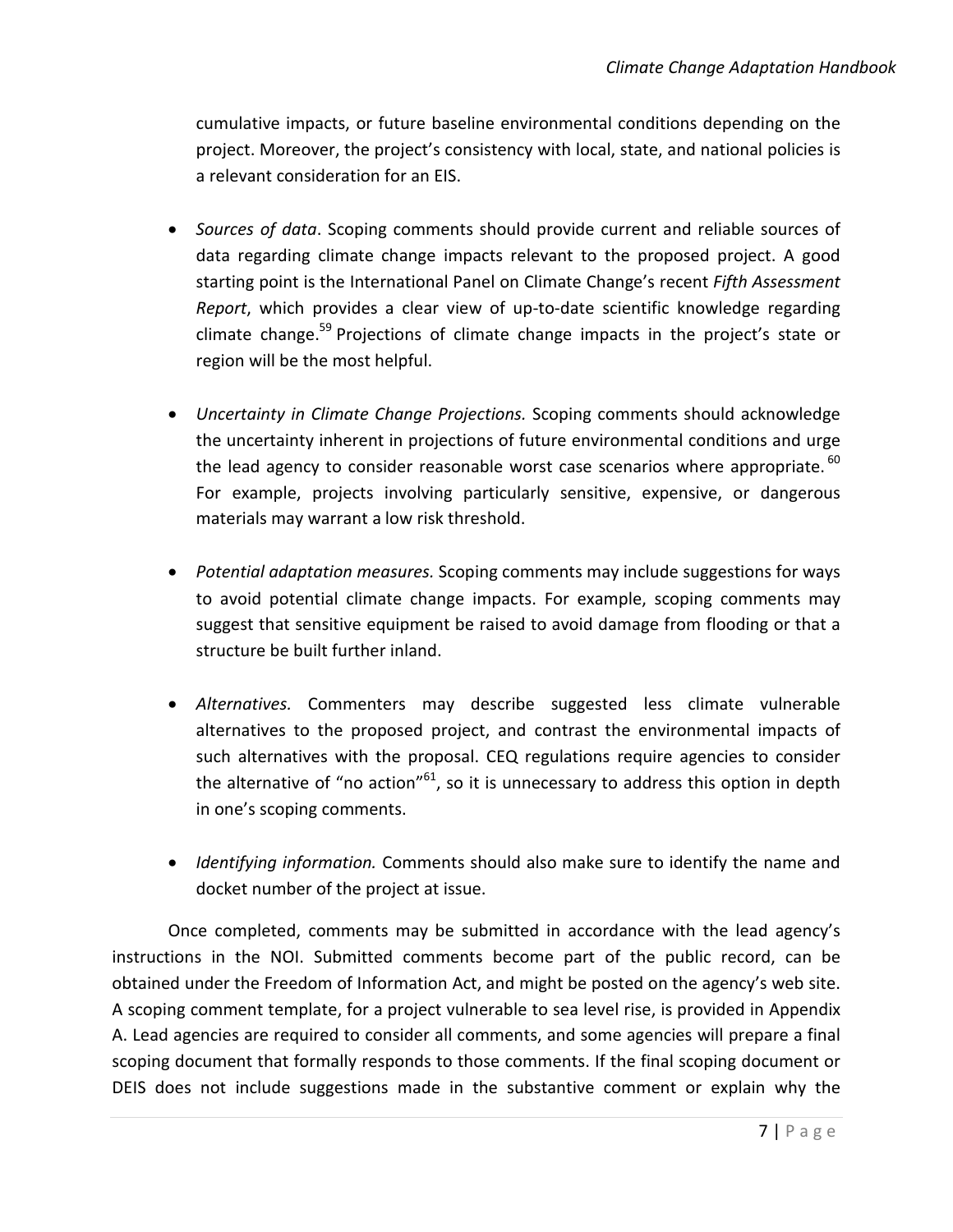cumulative impacts, or future baseline environmental conditions depending on the project. Moreover, the project's consistency with local, state, and national policies is a relevant consideration for an EIS.

- *Sources of data*. Scoping comments should provide current and reliable sources of data regarding climate change impacts relevant to the proposed project. A good starting point is the International Panel on Climate Change's recent *Fifth Assessment Report*, which provides a clear view of up-to-date scientific knowledge regarding climate change.[59] Projections of climate change impacts in the project's state or region will be the most helpful.

- *Uncertainty in Climate Change Projections.* Scoping comments should acknowledge the uncertainty inherent in projections of future environmental conditions and urge the lead agency to consider reasonable worst case scenarios where appropriate.[60] For example, projects involving particularly sensitive, expensive, or dangerous materials may warrant a low risk threshold.

- *Potential adaptation measures.* Scoping comments may include suggestions for ways to avoid potential climate change impacts. For example, scoping comments may suggest that sensitive equipment be raised to avoid damage from flooding or that a structure be built further inland.

- *Alternatives.* Commenters may describe suggested less climate vulnerable alternatives to the proposed project, and contrast the environmental impacts of such alternatives with the proposal. CEQ regulations require agencies to consider the alternative of "no action"[61], so it is unnecessary to address this option in depth in one's scoping comments.

- *Identifying information.* Comments should also make sure to identify the name and docket number of the project at issue.

Once completed, comments may be submitted in accordance with the lead agency's instructions in the NOI. Submitted comments become part of the public record, can be obtained under the Freedom of Information Act, and might be posted on the agency's web site. A scoping comment template, for a project vulnerable to sea level rise, is provided in Appendix A. Lead agencies are required to consider all comments, and some agencies will prepare a final scoping document that formally responds to those comments. If the final scoping document or DEIS does not include suggestions made in the substantive comment or explain why the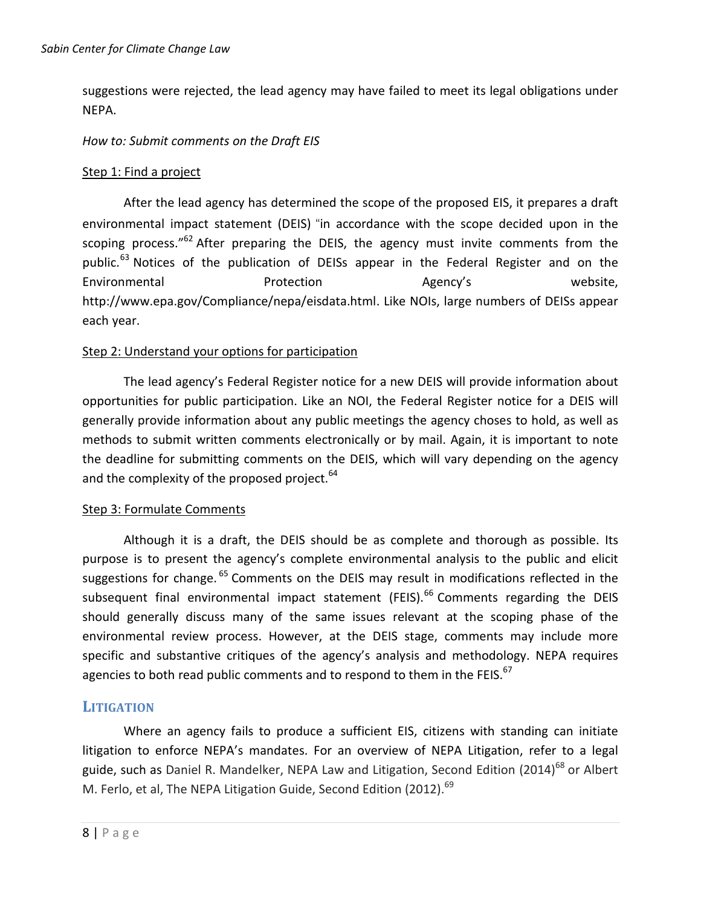suggestions were rejected, the lead agency may have failed to meet its legal obligations under NEPA.

*How to: Submit comments on the Draft EIS*

Step 1: Find a project

After the lead agency has determined the scope of the proposed EIS, it prepares a draft environmental impact statement (DEIS) "in accordance with the scope decided upon in the scoping process."[62] After preparing the DEIS, the agency must invite comments from the public.[63] Notices of the publication of DEISs appear in the Federal Register and on the Environmental Protection Agency's website, http://www.epa.gov/Compliance/nepa/eisdata.html. Like NOIs, large numbers of DEISs appear each year.

Step 2: Understand your options for participation

The lead agency's Federal Register notice for a new DEIS will provide information about opportunities for public participation. Like an NOI, the Federal Register notice for a DEIS will generally provide information about any public meetings the agency choses to hold, as well as methods to submit written comments electronically or by mail. Again, it is important to note the deadline for submitting comments on the DEIS, which will vary depending on the agency and the complexity of the proposed project.[64]

Step 3: Formulate Comments

Although it is a draft, the DEIS should be as complete and thorough as possible. Its purpose is to present the agency's complete environmental analysis to the public and elicit suggestions for change.[65] Comments on the DEIS may result in modifications reflected in the subsequent final environmental impact statement (FEIS).[66] Comments regarding the DEIS should generally discuss many of the same issues relevant at the scoping phase of the environmental review process. However, at the DEIS stage, comments may include more specific and substantive critiques of the agency's analysis and methodology. NEPA requires agencies to both read public comments and to respond to them in the FEIS.[67]

## LITIGATION

Where an agency fails to produce a sufficient EIS, citizens with standing can initiate litigation to enforce NEPA's mandates. For an overview of NEPA Litigation, refer to a legal guide, such as Daniel R. Mandelker, NEPA Law and Litigation, Second Edition (2014)[68] or Albert M. Ferlo, et al, The NEPA Litigation Guide, Second Edition (2012).[69]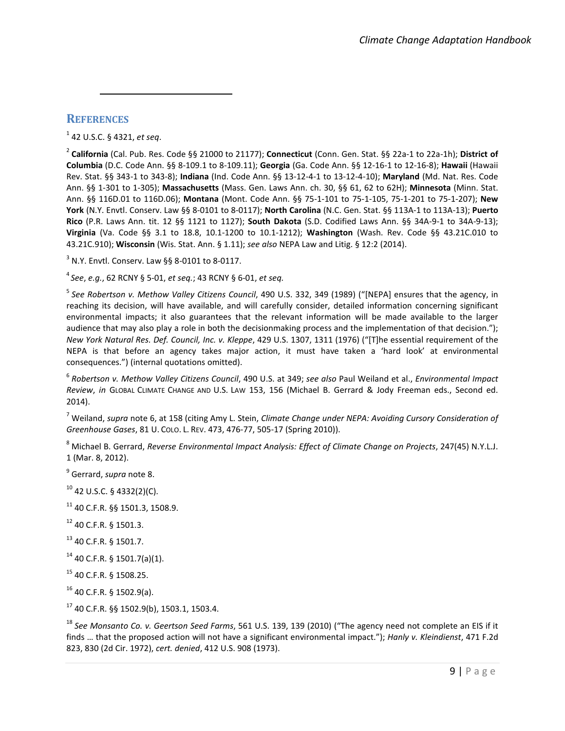## References

[1] 42 U.S.C. § 4321, *et seq*.

[2] **California** (Cal. Pub. Res. Code §§ 21000 to 21177); **Connecticut** (Conn. Gen. Stat. §§ 22a-1 to 22a-1h); **District of Columbia** (D.C. Code Ann. §§ 8-109.1 to 8-109.11); **Georgia** (Ga. Code Ann. §§ 12-16-1 to 12-16-8); **Hawaii** (Hawaii Rev. Stat. §§ 343-1 to 343-8); **Indiana** (Ind. Code Ann. §§ 13-12-4-1 to 13-12-4-10); **Maryland** (Md. Nat. Res. Code Ann. §§ 1-301 to 1-305); **Massachusetts** (Mass. Gen. Laws Ann. ch. 30, §§ 61, 62 to 62H); **Minnesota** (Minn. Stat. Ann. §§ 116D.01 to 116D.06); **Montana** (Mont. Code Ann. §§ 75-1-101 to 75-1-105, 75-1-201 to 75-1-207); **New York** (N.Y. Envtl. Conserv. Law §§ 8-0101 to 8-0117); **North Carolina** (N.C. Gen. Stat. §§ 113A-1 to 113A-13); **Puerto Rico** (P.R. Laws Ann. tit. 12 §§ 1121 to 1127); **South Dakota** (S.D. Codified Laws Ann. §§ 34A-9-1 to 34A-9-13); **Virginia** (Va. Code §§ 3.1 to 18.8, 10.1-1200 to 10.1-1212); **Washington** (Wash. Rev. Code §§ 43.21C.010 to 43.21C.910); **Wisconsin** (Wis. Stat. Ann. § 1.11); *see also* NEPA Law and Litig. § 12:2 (2014).

[3] N.Y. Envtl. Conserv. Law §§ 8-0101 to 8-0117.

[4] *See*, *e.g.*, 62 RCNY § 5-01, *et seq.*; 43 RCNY § 6-01, *et seq.*

[5] *See Robertson v. Methow Valley Citizens Council*, 490 U.S. 332, 349 (1989) ("[NEPA] ensures that the agency, in reaching its decision, will have available, and will carefully consider, detailed information concerning significant environmental impacts; it also guarantees that the relevant information will be made available to the larger audience that may also play a role in both the decisionmaking process and the implementation of that decision."); *New York Natural Res. Def. Council, Inc. v. Kleppe*, 429 U.S. 1307, 1311 (1976) ("[T]he essential requirement of the NEPA is that before an agency takes major action, it must have taken a 'hard look' at environmental consequences.") (internal quotations omitted).

[6] *Robertson v. Methow Valley Citizens Council*, 490 U.S. at 349; *see also* Paul Weiland et al., *Environmental Impact Review*, *in* Global Climate Change and U.S. Law 153, 156 (Michael B. Gerrard & Jody Freeman eds., Second ed. 2014).

[7] Weiland, *supra* note 6, at 158 (citing Amy L. Stein, *Climate Change under NEPA: Avoiding Cursory Consideration of Greenhouse Gases*, 81 U. Colo. L. Rev. 473, 476-77, 505-17 (Spring 2010)).

[8] Michael B. Gerrard, *Reverse Environmental Impact Analysis: Effect of Climate Change on Projects*, 247(45) N.Y.L.J. 1 (Mar. 8, 2012).

[9] Gerrard, *supra* note 8.

[10] 42 U.S.C. § 4332(2)(C).

[11] 40 C.F.R. §§ 1501.3, 1508.9.

[12] 40 C.F.R. § 1501.3.

[13] 40 C.F.R. § 1501.7.

[14] 40 C.F.R. § 1501.7(a)(1).

[15] 40 C.F.R. § 1508.25.

[16] 40 C.F.R. § 1502.9(a).

[17] 40 C.F.R. §§ 1502.9(b), 1503.1, 1503.4.

[18] *See Monsanto Co. v. Geertson Seed Farms*, 561 U.S. 139, 139 (2010) ("The agency need not complete an EIS if it finds … that the proposed action will not have a significant environmental impact."); *Hanly v. Kleindienst*, 471 F.2d 823, 830 (2d Cir. 1972), *cert. denied*, 412 U.S. 908 (1973).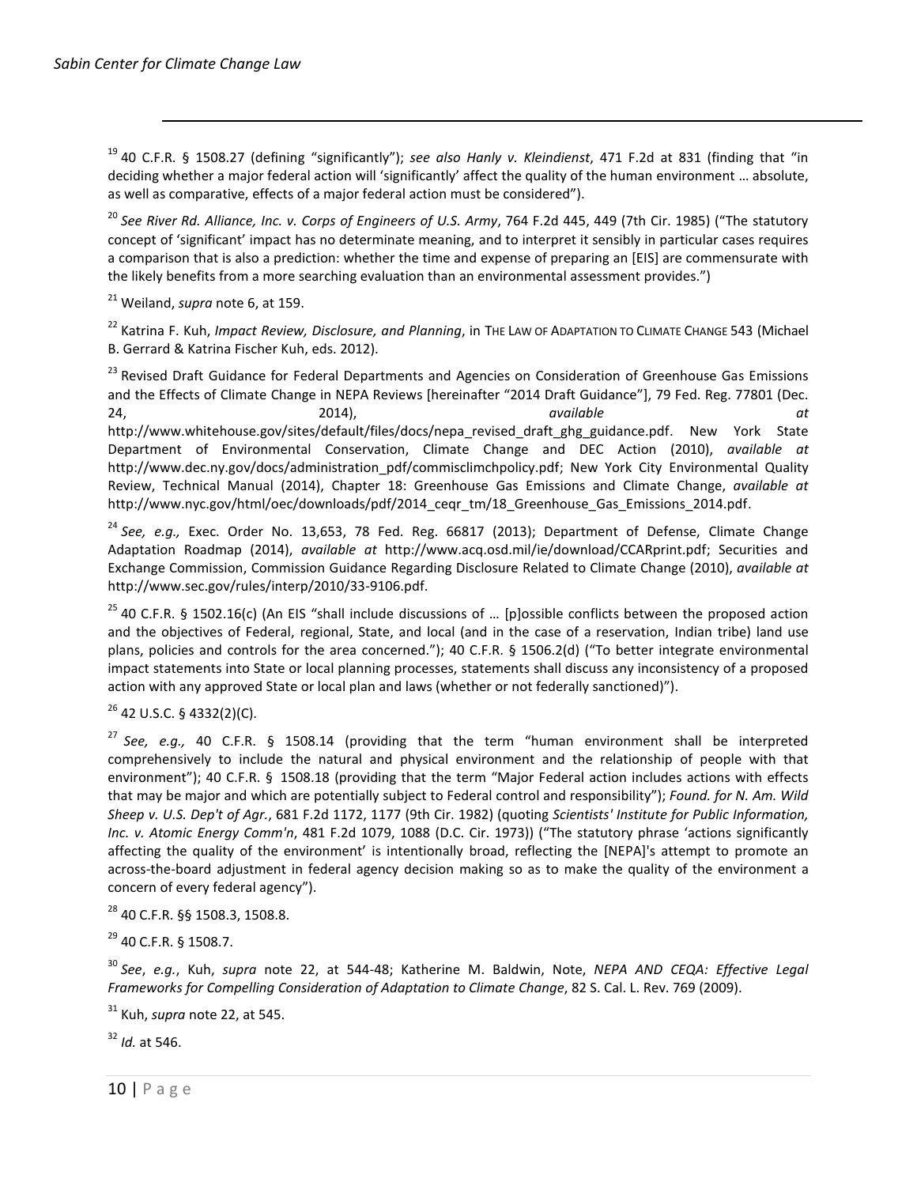[19] 40 C.F.R. § 1508.27 (defining "significantly"); *see also Hanly v. Kleindienst*, 471 F.2d at 831 (finding that "in deciding whether a major federal action will 'significantly' affect the quality of the human environment … absolute, as well as comparative, effects of a major federal action must be considered").

[20] *See River Rd. Alliance, Inc. v. Corps of Engineers of U.S. Army*, 764 F.2d 445, 449 (7th Cir. 1985) ("The statutory concept of 'significant' impact has no determinate meaning, and to interpret it sensibly in particular cases requires a comparison that is also a prediction: whether the time and expense of preparing an [EIS] are commensurate with the likely benefits from a more searching evaluation than an environmental assessment provides.")

[21] Weiland, *supra* note 6, at 159.

[22] Katrina F. Kuh, *Impact Review, Disclosure, and Planning*, in THE LAW OF ADAPTATION TO CLIMATE CHANGE 543 (Michael B. Gerrard & Katrina Fischer Kuh, eds. 2012).

[23] Revised Draft Guidance for Federal Departments and Agencies on Consideration of Greenhouse Gas Emissions and the Effects of Climate Change in NEPA Reviews [hereinafter "2014 Draft Guidance"], 79 Fed. Reg. 77801 (Dec. 24, 2014), *available at* http://www.whitehouse.gov/sites/default/files/docs/nepa_revised_draft_ghg_guidance.pdf. New York State Department of Environmental Conservation, Climate Change and DEC Action (2010), *available at* http://www.dec.ny.gov/docs/administration_pdf/commisclimchpolicy.pdf; New York City Environmental Quality Review, Technical Manual (2014), Chapter 18: Greenhouse Gas Emissions and Climate Change, *available at* http://www.nyc.gov/html/oec/downloads/pdf/2014_ceqr_tm/18_Greenhouse_Gas_Emissions_2014.pdf.

[24] *See, e.g.,* Exec. Order No. 13,653, 78 Fed. Reg. 66817 (2013); Department of Defense, Climate Change Adaptation Roadmap (2014), *available at* http://www.acq.osd.mil/ie/download/CCARprint.pdf; Securities and Exchange Commission, Commission Guidance Regarding Disclosure Related to Climate Change (2010), *available at* http://www.sec.gov/rules/interp/2010/33-9106.pdf.

[25] 40 C.F.R. § 1502.16(c) (An EIS "shall include discussions of … [p]ossible conflicts between the proposed action and the objectives of Federal, regional, State, and local (and in the case of a reservation, Indian tribe) land use plans, policies and controls for the area concerned."); 40 C.F.R. § 1506.2(d) ("To better integrate environmental impact statements into State or local planning processes, statements shall discuss any inconsistency of a proposed action with any approved State or local plan and laws (whether or not federally sanctioned)").

[26] 42 U.S.C. § 4332(2)(C).

[27] *See, e.g.,* 40 C.F.R. § 1508.14 (providing that the term "human environment shall be interpreted comprehensively to include the natural and physical environment and the relationship of people with that environment"); 40 C.F.R. § 1508.18 (providing that the term "Major Federal action includes actions with effects that may be major and which are potentially subject to Federal control and responsibility"); *Found. for N. Am. Wild Sheep v. U.S. Dep't of Agr.*, 681 F.2d 1172, 1177 (9th Cir. 1982) (quoting *Scientists' Institute for Public Information, Inc. v. Atomic Energy Comm'n*, 481 F.2d 1079, 1088 (D.C. Cir. 1973)) ("The statutory phrase 'actions significantly affecting the quality of the environment' is intentionally broad, reflecting the [NEPA]'s attempt to promote an across-the-board adjustment in federal agency decision making so as to make the quality of the environment a concern of every federal agency").

[28] 40 C.F.R. §§ 1508.3, 1508.8.

[29] 40 C.F.R. § 1508.7.

[30] *See*, *e.g.*, Kuh, *supra* note 22, at 544-48; Katherine M. Baldwin, Note, *NEPA AND CEQA: Effective Legal Frameworks for Compelling Consideration of Adaptation to Climate Change*, 82 S. Cal. L. Rev. 769 (2009).

[31] Kuh, *supra* note 22, at 545.

[32] *Id.* at 546.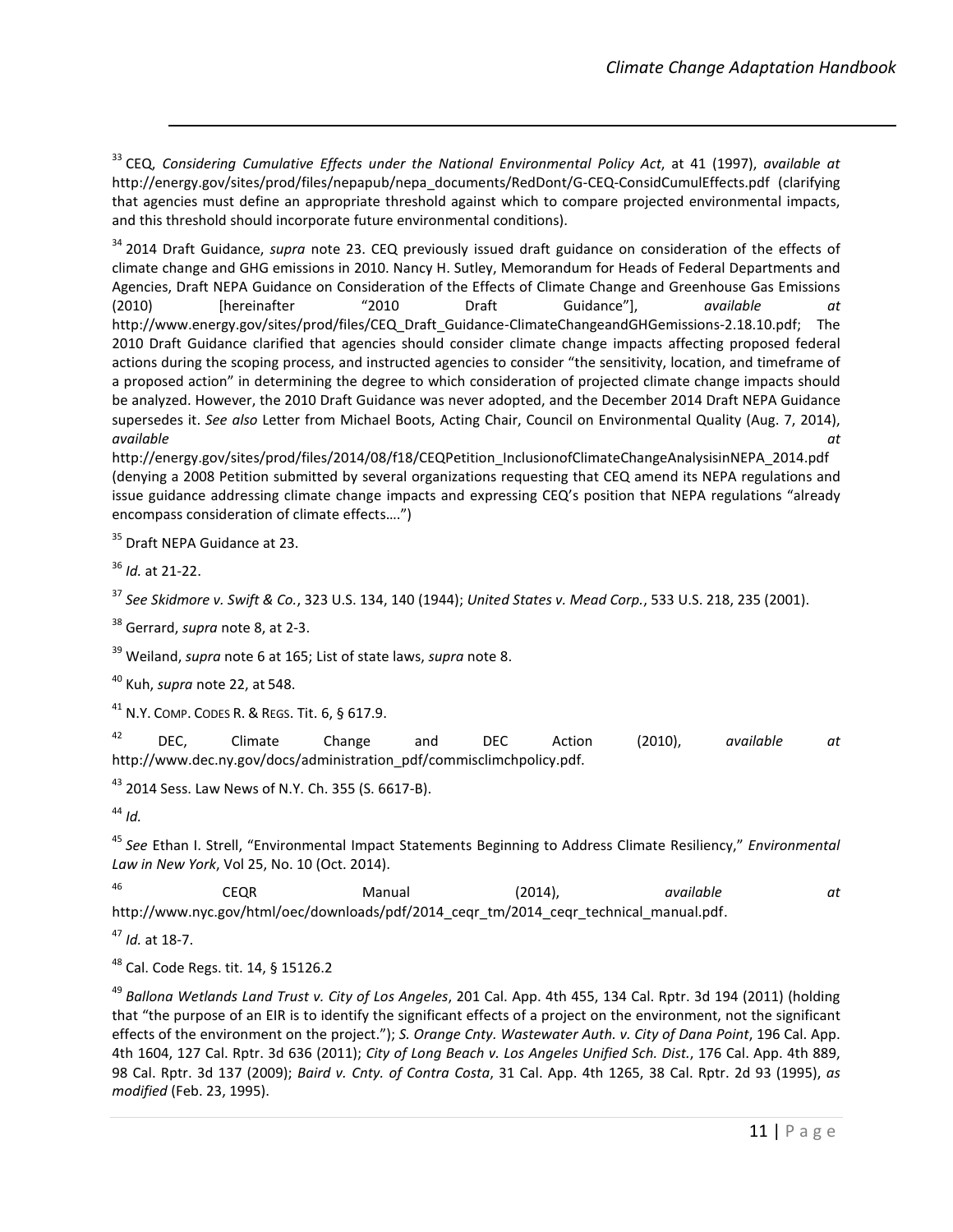[33] CEQ, *Considering Cumulative Effects under the National Environmental Policy Act*, at 41 (1997), *available at* http://energy.gov/sites/prod/files/nepapub/nepa_documents/RedDont/G-CEQ-ConsidCumulEffects.pdf (clarifying that agencies must define an appropriate threshold against which to compare projected environmental impacts, and this threshold should incorporate future environmental conditions).

[34] 2014 Draft Guidance, *supra* note 23. CEQ previously issued draft guidance on consideration of the effects of climate change and GHG emissions in 2010. Nancy H. Sutley, Memorandum for Heads of Federal Departments and Agencies, Draft NEPA Guidance on Consideration of the Effects of Climate Change and Greenhouse Gas Emissions (2010) [hereinafter "2010 Draft Guidance"], *available at* http://www.energy.gov/sites/prod/files/CEQ_Draft_Guidance-ClimateChangeandGHGemissions-2.18.10.pdf; The 2010 Draft Guidance clarified that agencies should consider climate change impacts affecting proposed federal actions during the scoping process, and instructed agencies to consider "the sensitivity, location, and timeframe of a proposed action" in determining the degree to which consideration of projected climate change impacts should be analyzed. However, the 2010 Draft Guidance was never adopted, and the December 2014 Draft NEPA Guidance supersedes it. *See also* Letter from Michael Boots, Acting Chair, Council on Environmental Quality (Aug. 7, 2014), *available at* http://energy.gov/sites/prod/files/2014/08/f18/CEQPetition_InclusionofClimateChangeAnalysisinNEPA_2014.pdf (denying a 2008 Petition submitted by several organizations requesting that CEQ amend its NEPA regulations and issue guidance addressing climate change impacts and expressing CEQ's position that NEPA regulations "already encompass consideration of climate effects….")

[35] Draft NEPA Guidance at 23.

[36] *Id.* at 21-22.

[37] *See Skidmore v. Swift & Co.*, 323 U.S. 134, 140 (1944); *United States v. Mead Corp.*, 533 U.S. 218, 235 (2001).

[38] Gerrard, *supra* note 8, at 2-3.

[39] Weiland, *supra* note 6 at 165; List of state laws, *supra* note 8.

[40] Kuh, *supra* note 22, at 548.

[41] N.Y. COMP. CODES R. & REGS. Tit. 6, § 617.9.

[42] DEC, Climate Change and DEC Action (2010), *available at* http://www.dec.ny.gov/docs/administration_pdf/commisclimchpolicy.pdf.

[43] 2014 Sess. Law News of N.Y. Ch. 355 (S. 6617-B).

[44] *Id.*

[45] *See* Ethan I. Strell, "Environmental Impact Statements Beginning to Address Climate Resiliency," *Environmental Law in New York*, Vol 25, No. 10 (Oct. 2014).

[46] CEQR Manual (2014), *available at* http://www.nyc.gov/html/oec/downloads/pdf/2014_ceqr_tm/2014_ceqr_technical_manual.pdf.

[47] *Id.* at 18-7.

[48] Cal. Code Regs. tit. 14, § 15126.2

[49] *Ballona Wetlands Land Trust v. City of Los Angeles*, 201 Cal. App. 4th 455, 134 Cal. Rptr. 3d 194 (2011) (holding that "the purpose of an EIR is to identify the significant effects of a project on the environment, not the significant effects of the environment on the project."); *S. Orange Cnty. Wastewater Auth. v. City of Dana Point*, 196 Cal. App. 4th 1604, 127 Cal. Rptr. 3d 636 (2011); *City of Long Beach v. Los Angeles Unified Sch. Dist.*, 176 Cal. App. 4th 889, 98 Cal. Rptr. 3d 137 (2009); *Baird v. Cnty. of Contra Costa*, 31 Cal. App. 4th 1265, 38 Cal. Rptr. 2d 93 (1995), *as modified* (Feb. 23, 1995).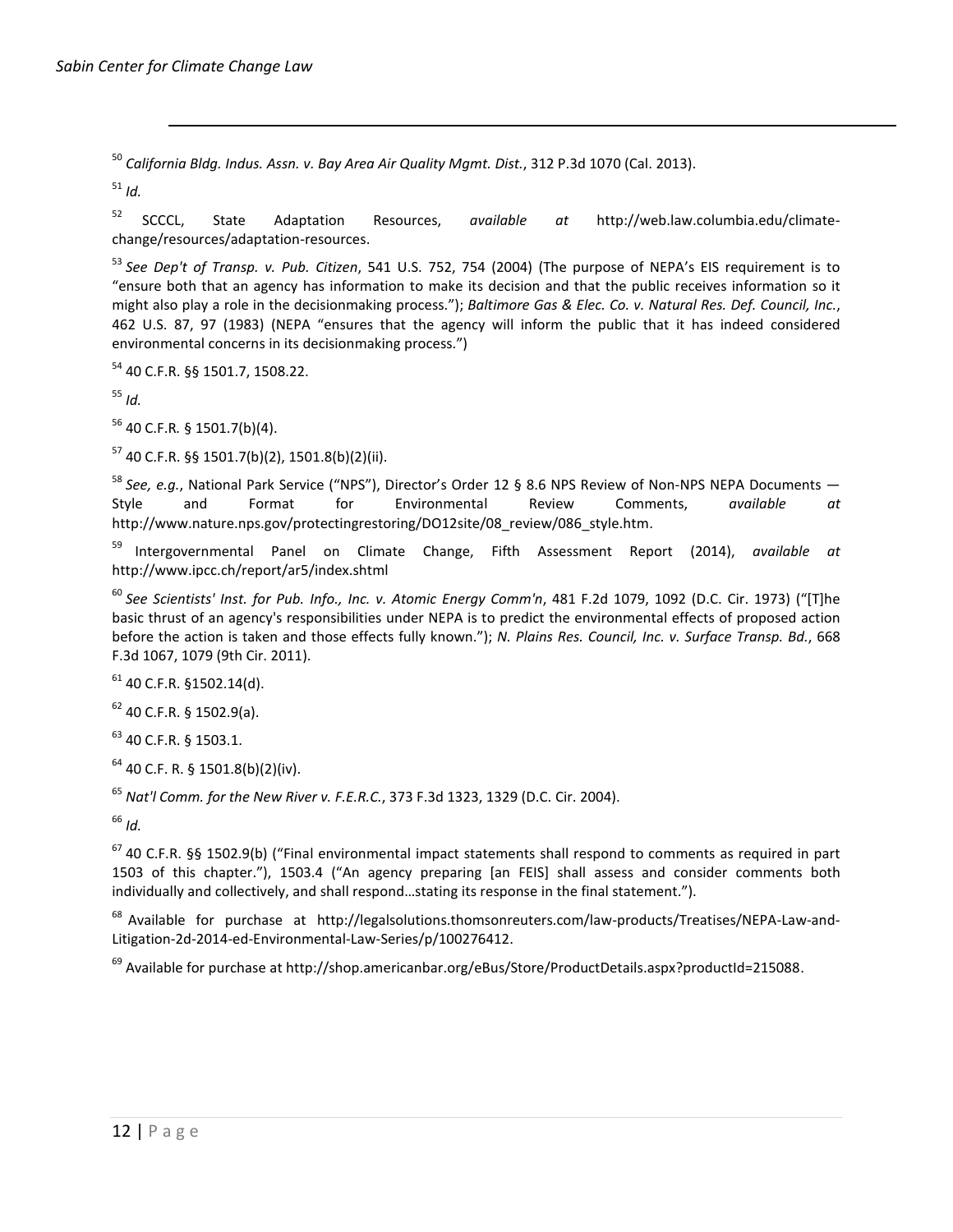[50] *California Bldg. Indus. Assn. v. Bay Area Air Quality Mgmt. Dist.*, 312 P.3d 1070 (Cal. 2013).

[51] *Id.*

[52] SCCCL, State Adaptation Resources, *available at* http://web.law.columbia.edu/climate-change/resources/adaptation-resources.

[53] *See Dep't of Transp. v. Pub. Citizen*, 541 U.S. 752, 754 (2004) (The purpose of NEPA's EIS requirement is to "ensure both that an agency has information to make its decision and that the public receives information so it might also play a role in the decisionmaking process."); *Baltimore Gas & Elec. Co. v. Natural Res. Def. Council, Inc.*, 462 U.S. 87, 97 (1983) (NEPA "ensures that the agency will inform the public that it has indeed considered environmental concerns in its decisionmaking process.")

[54] 40 C.F.R. §§ 1501.7, 1508.22.

[55] *Id.*

[56] 40 C.F.R. § 1501.7(b)(4).

[57] 40 C.F.R. §§ 1501.7(b)(2), 1501.8(b)(2)(ii).

[58] *See, e.g.*, National Park Service ("NPS"), Director's Order 12 § 8.6 NPS Review of Non-NPS NEPA Documents — Style and Format for Environmental Review Comments, *available at* http://www.nature.nps.gov/protectingrestoring/DO12site/08_review/086_style.htm.

[59] Intergovernmental Panel on Climate Change, Fifth Assessment Report (2014), *available at* http://www.ipcc.ch/report/ar5/index.shtml

[60] *See Scientists' Inst. for Pub. Info., Inc. v. Atomic Energy Comm'n*, 481 F.2d 1079, 1092 (D.C. Cir. 1973) ("[T]he basic thrust of an agency's responsibilities under NEPA is to predict the environmental effects of proposed action before the action is taken and those effects fully known."); *N. Plains Res. Council, Inc. v. Surface Transp. Bd.*, 668 F.3d 1067, 1079 (9th Cir. 2011).

[61] 40 C.F.R. §1502.14(d).

[62] 40 C.F.R. § 1502.9(a).

[63] 40 C.F.R. § 1503.1.

[64] 40 C.F. R. § 1501.8(b)(2)(iv).

[65] *Nat'l Comm. for the New River v. F.E.R.C.*, 373 F.3d 1323, 1329 (D.C. Cir. 2004).

[66] *Id.*

[67] 40 C.F.R. §§ 1502.9(b) ("Final environmental impact statements shall respond to comments as required in part 1503 of this chapter."), 1503.4 ("An agency preparing [an FEIS] shall assess and consider comments both individually and collectively, and shall respond…stating its response in the final statement.").

[68] Available for purchase at http://legalsolutions.thomsonreuters.com/law-products/Treatises/NEPA-Law-and-Litigation-2d-2014-ed-Environmental-Law-Series/p/100276412.

[69] Available for purchase at http://shop.americanbar.org/eBus/Store/ProductDetails.aspx?productId=215088.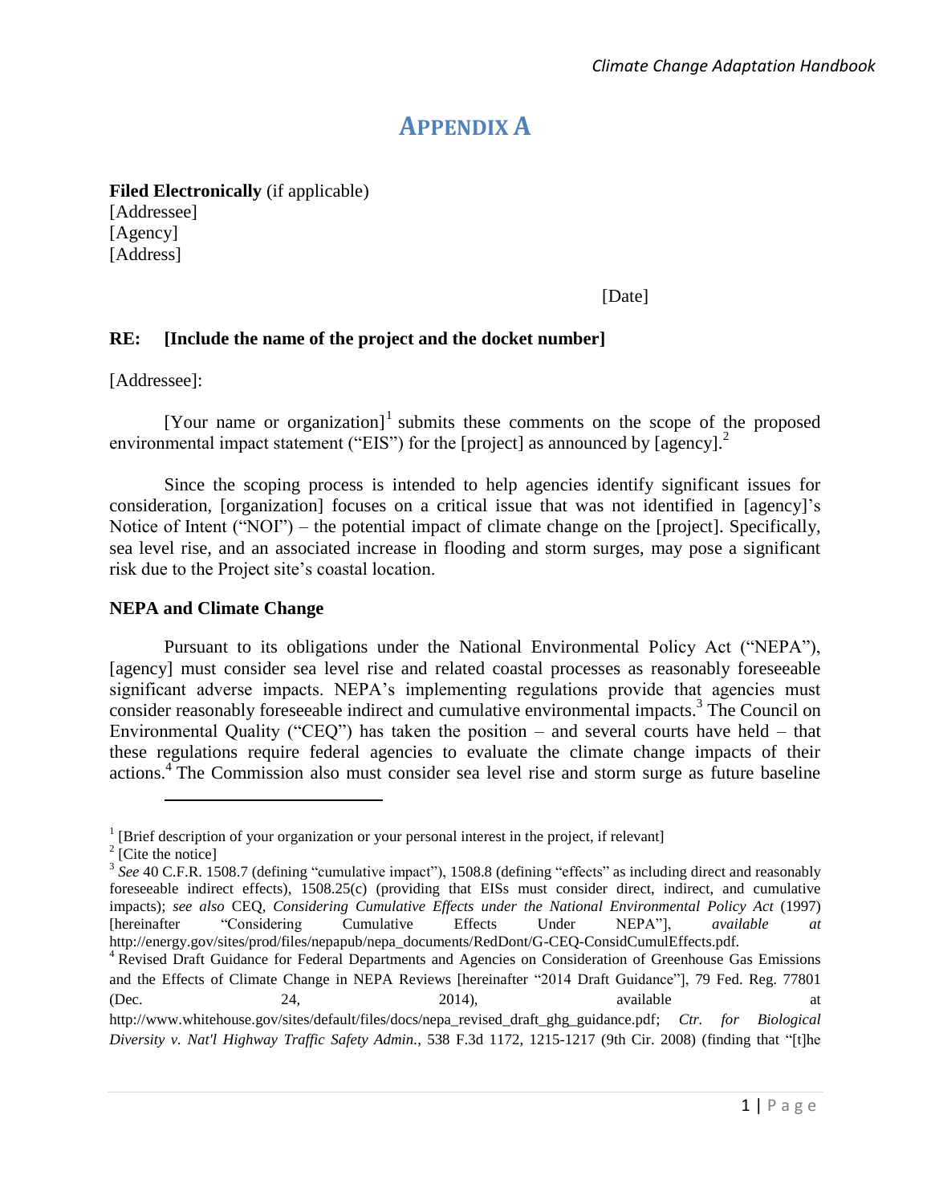# APPENDIX A

**Filed Electronically** (if applicable)
[Addressee]
[Agency]
[Address]

[Date]

**RE: [Include the name of the project and the docket number]**

[Addressee]:

[Your name or organization][1] submits these comments on the scope of the proposed environmental impact statement ("EIS") for the [project] as announced by [agency].[2]

Since the scoping process is intended to help agencies identify significant issues for consideration, [organization] focuses on a critical issue that was not identified in [agency]'s Notice of Intent ("NOI") – the potential impact of climate change on the [project]. Specifically, sea level rise, and an associated increase in flooding and storm surges, may pose a significant risk due to the Project site's coastal location.

**NEPA and Climate Change**

Pursuant to its obligations under the National Environmental Policy Act ("NEPA"), [agency] must consider sea level rise and related coastal processes as reasonably foreseeable significant adverse impacts. NEPA's implementing regulations provide that agencies must consider reasonably foreseeable indirect and cumulative environmental impacts.[3] The Council on Environmental Quality ("CEQ") has taken the position – and several courts have held – that these regulations require federal agencies to evaluate the climate change impacts of their actions.[4] The Commission also must consider sea level rise and storm surge as future baseline

---

[1] [Brief description of your organization or your personal interest in the project, if relevant]

[2] [Cite the notice]

[3] *See* 40 C.F.R. 1508.7 (defining "cumulative impact"), 1508.8 (defining "effects" as including direct and reasonably foreseeable indirect effects), 1508.25(c) (providing that EISs must consider direct, indirect, and cumulative impacts); *see also* CEQ, *Considering Cumulative Effects under the National Environmental Policy Act* (1997) [hereinafter "Considering Cumulative Effects Under NEPA"], *available at* http://energy.gov/sites/prod/files/nepapub/nepa_documents/RedDont/G-CEQ-ConsidCumulEffects.pdf.

[4] Revised Draft Guidance for Federal Departments and Agencies on Consideration of Greenhouse Gas Emissions and the Effects of Climate Change in NEPA Reviews [hereinafter "2014 Draft Guidance"], 79 Fed. Reg. 77801 (Dec. 24, 2014), available at http://www.whitehouse.gov/sites/default/files/docs/nepa_revised_draft_ghg_guidance.pdf; *Ctr. for Biological Diversity v. Nat'l Highway Traffic Safety Admin.*, 538 F.3d 1172, 1215-1217 (9th Cir. 2008) (finding that "[t]he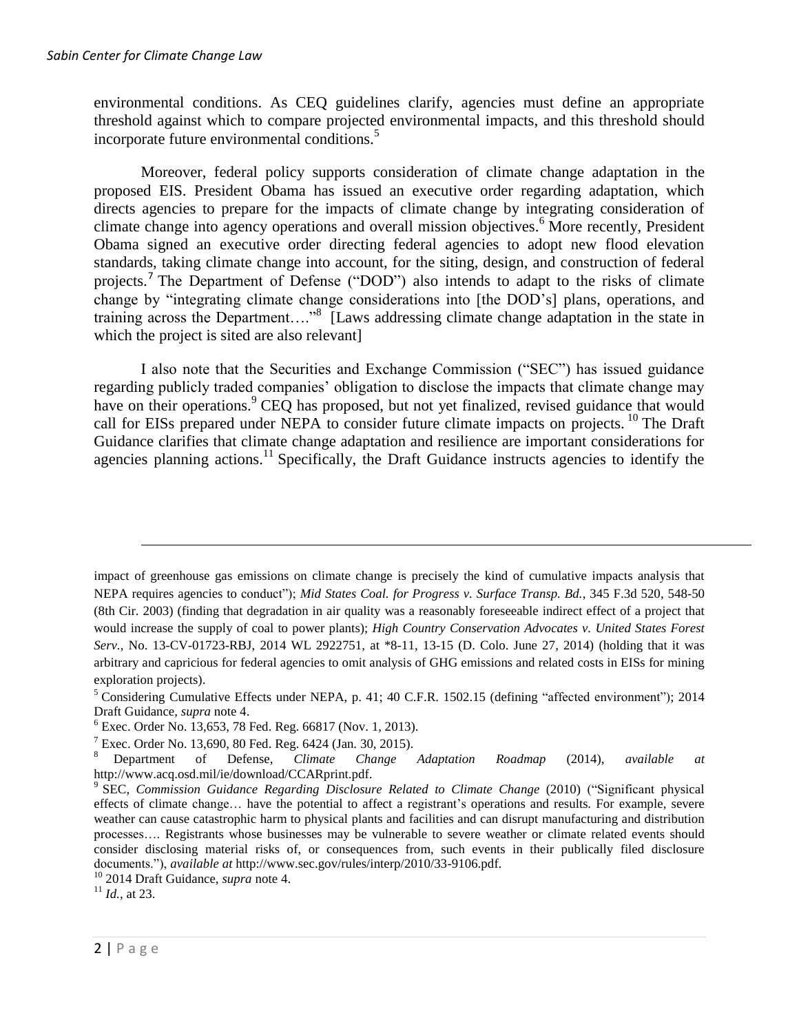environmental conditions. As CEQ guidelines clarify, agencies must define an appropriate threshold against which to compare projected environmental impacts, and this threshold should incorporate future environmental conditions.[5]

Moreover, federal policy supports consideration of climate change adaptation in the proposed EIS. President Obama has issued an executive order regarding adaptation, which directs agencies to prepare for the impacts of climate change by integrating consideration of climate change into agency operations and overall mission objectives.[6] More recently, President Obama signed an executive order directing federal agencies to adopt new flood elevation standards, taking climate change into account, for the siting, design, and construction of federal projects.[7] The Department of Defense ("DOD") also intends to adapt to the risks of climate change by "integrating climate change considerations into [the DOD's] plans, operations, and training across the Department…."[8] [Laws addressing climate change adaptation in the state in which the project is sited are also relevant]

I also note that the Securities and Exchange Commission ("SEC") has issued guidance regarding publicly traded companies' obligation to disclose the impacts that climate change may have on their operations.[9] CEQ has proposed, but not yet finalized, revised guidance that would call for EISs prepared under NEPA to consider future climate impacts on projects.[10] The Draft Guidance clarifies that climate change adaptation and resilience are important considerations for agencies planning actions.[11] Specifically, the Draft Guidance instructs agencies to identify the

---

impact of greenhouse gas emissions on climate change is precisely the kind of cumulative impacts analysis that NEPA requires agencies to conduct"); *Mid States Coal. for Progress v. Surface Transp. Bd.*, 345 F.3d 520, 548-50 (8th Cir. 2003) (finding that degradation in air quality was a reasonably foreseeable indirect effect of a project that would increase the supply of coal to power plants); *High Country Conservation Advocates v. United States Forest Serv.*, No. 13-CV-01723-RBJ, 2014 WL 2922751, at *8-11, 13-15 (D. Colo. June 27, 2014) (holding that it was arbitrary and capricious for federal agencies to omit analysis of GHG emissions and related costs in EISs for mining exploration projects).

[5] Considering Cumulative Effects under NEPA, p. 41; 40 C.F.R. 1502.15 (defining "affected environment"); 2014 Draft Guidance, *supra* note 4.

[6] Exec. Order No. 13,653, 78 Fed. Reg. 66817 (Nov. 1, 2013).

[7] Exec. Order No. 13,690, 80 Fed. Reg. 6424 (Jan. 30, 2015).

[8] Department of Defense, *Climate Change Adaptation Roadmap* (2014), *available at* http://www.acq.osd.mil/ie/download/CCARprint.pdf.

[9] SEC, *Commission Guidance Regarding Disclosure Related to Climate Change* (2010) ("Significant physical effects of climate change… have the potential to affect a registrant's operations and results. For example, severe weather can cause catastrophic harm to physical plants and facilities and can disrupt manufacturing and distribution processes…. Registrants whose businesses may be vulnerable to severe weather or climate related events should consider disclosing material risks of, or consequences from, such events in their publically filed disclosure documents."), *available at* http://www.sec.gov/rules/interp/2010/33-9106.pdf.

[10] 2014 Draft Guidance, *supra* note 4.

[11] *Id.*, at 23.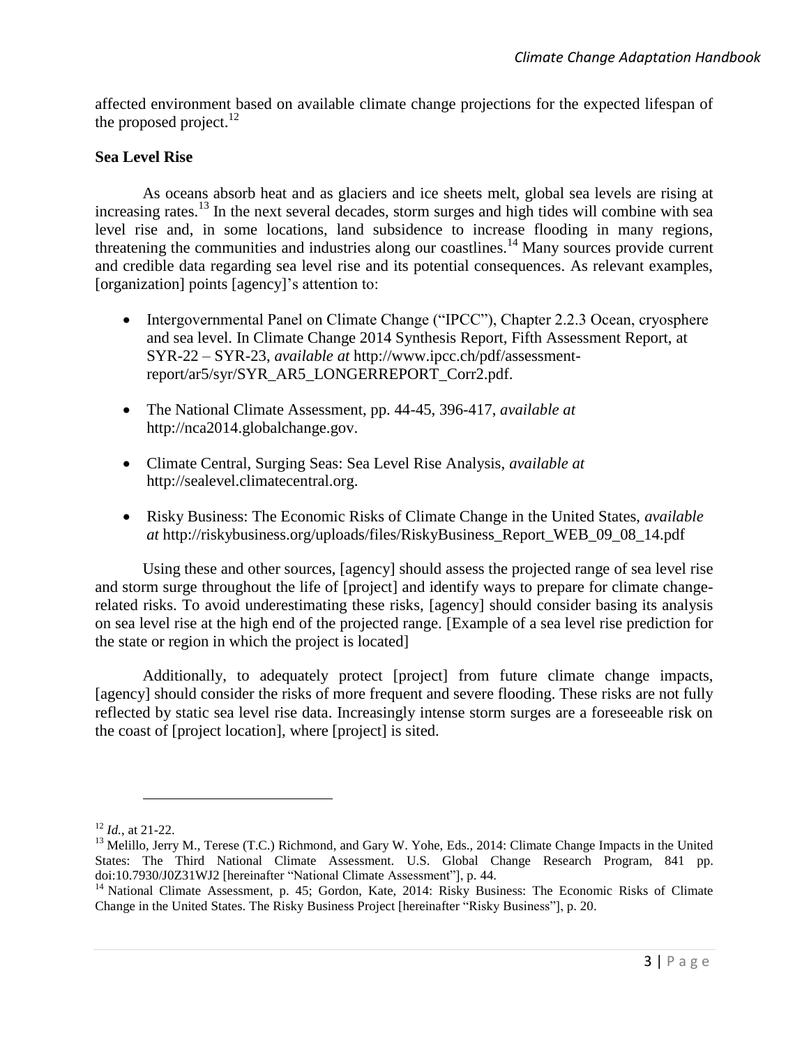affected environment based on available climate change projections for the expected lifespan of the proposed project.[12]

**Sea Level Rise**

As oceans absorb heat and as glaciers and ice sheets melt, global sea levels are rising at increasing rates.[13] In the next several decades, storm surges and high tides will combine with sea level rise and, in some locations, land subsidence to increase flooding in many regions, threatening the communities and industries along our coastlines.[14] Many sources provide current and credible data regarding sea level rise and its potential consequences. As relevant examples, [organization] points [agency]'s attention to:

- Intergovernmental Panel on Climate Change ("IPCC"), Chapter 2.2.3 Ocean, cryosphere and sea level. In Climate Change 2014 Synthesis Report, Fifth Assessment Report, at SYR-22 – SYR-23, *available at* http://www.ipcc.ch/pdf/assessment-report/ar5/syr/SYR_AR5_LONGERREPORT_Corr2.pdf.

- The National Climate Assessment, pp. 44-45, 396-417, *available at* http://nca2014.globalchange.gov.

- Climate Central, Surging Seas: Sea Level Rise Analysis, *available at* http://sealevel.climatecentral.org.

- Risky Business: The Economic Risks of Climate Change in the United States, *available at* http://riskybusiness.org/uploads/files/RiskyBusiness_Report_WEB_09_08_14.pdf

Using these and other sources, [agency] should assess the projected range of sea level rise and storm surge throughout the life of [project] and identify ways to prepare for climate change-related risks. To avoid underestimating these risks, [agency] should consider basing its analysis on sea level rise at the high end of the projected range. [Example of a sea level rise prediction for the state or region in which the project is located]

Additionally, to adequately protect [project] from future climate change impacts, [agency] should consider the risks of more frequent and severe flooding. These risks are not fully reflected by static sea level rise data. Increasingly intense storm surges are a foreseeable risk on the coast of [project location], where [project] is sited.

---

[12] *Id.*, at 21-22.

[13] Melillo, Jerry M., Terese (T.C.) Richmond, and Gary W. Yohe, Eds., 2014: Climate Change Impacts in the United States: The Third National Climate Assessment. U.S. Global Change Research Program, 841 pp. doi:10.7930/J0Z31WJ2 [hereinafter "National Climate Assessment"], p. 44.

[14] National Climate Assessment, p. 45; Gordon, Kate, 2014: Risky Business: The Economic Risks of Climate Change in the United States. The Risky Business Project [hereinafter "Risky Business"], p. 20.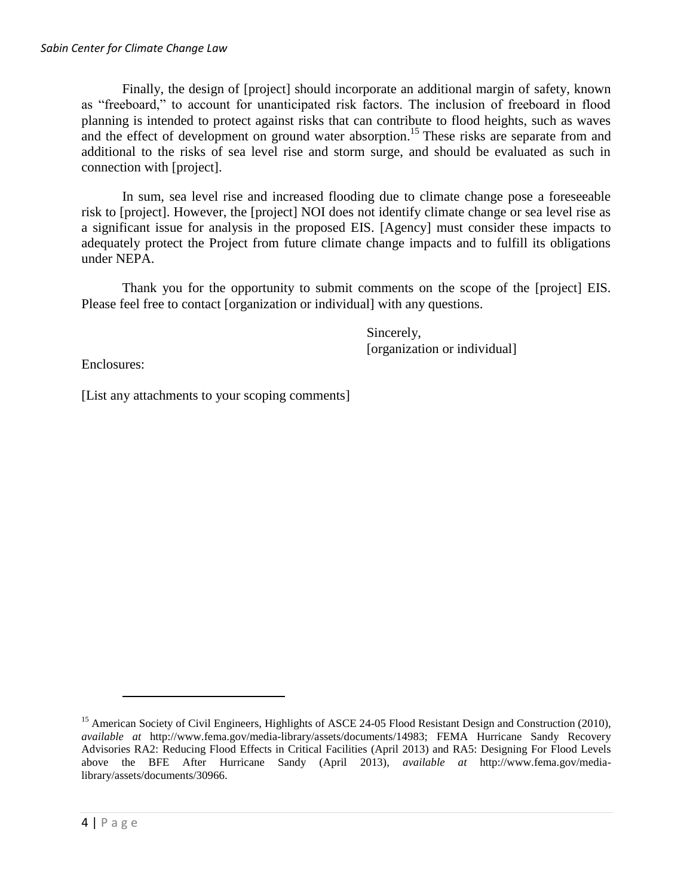Finally, the design of [project] should incorporate an additional margin of safety, known as "freeboard," to account for unanticipated risk factors. The inclusion of freeboard in flood planning is intended to protect against risks that can contribute to flood heights, such as waves and the effect of development on ground water absorption.[15] These risks are separate from and additional to the risks of sea level rise and storm surge, and should be evaluated as such in connection with [project].

In sum, sea level rise and increased flooding due to climate change pose a foreseeable risk to [project]. However, the [project] NOI does not identify climate change or sea level rise as a significant issue for analysis in the proposed EIS. [Agency] must consider these impacts to adequately protect the Project from future climate change impacts and to fulfill its obligations under NEPA.

Thank you for the opportunity to submit comments on the scope of the [project] EIS. Please feel free to contact [organization or individual] with any questions.

Sincerely,
[organization or individual]

Enclosures:

[List any attachments to your scoping comments]

---

[15] American Society of Civil Engineers, Highlights of ASCE 24-05 Flood Resistant Design and Construction (2010), *available at* http://www.fema.gov/media-library/assets/documents/14983; FEMA Hurricane Sandy Recovery Advisories RA2: Reducing Flood Effects in Critical Facilities (April 2013) and RA5: Designing For Flood Levels above the BFE After Hurricane Sandy (April 2013), *available at* http://www.fema.gov/media-library/assets/documents/30966.